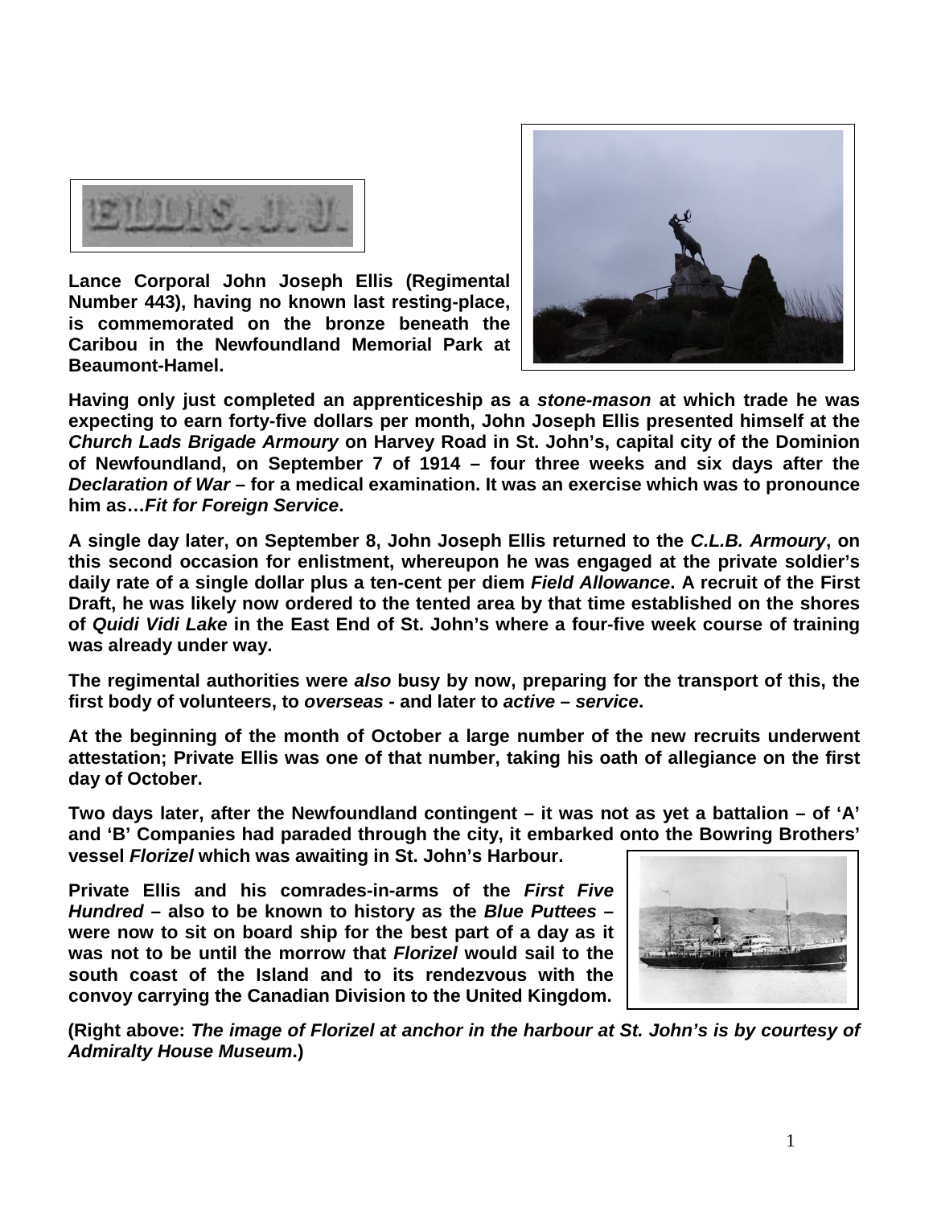**Lance Corporal John Joseph Ellis (Regimental Number 443), having no known last resting-place, is commemorated on the bronze beneath the Caribou in the Newfoundland Memorial Park at Beaumont-Hamel.**

**Having only just completed an apprenticeship as a *stone-mason* at which trade he was expecting to earn forty-five dollars per month, John Joseph Ellis presented himself at the *Church Lads Brigade Armoury* on Harvey Road in St. John's, capital city of the Dominion of Newfoundland, on September 7 of 1914 – four three weeks and six days after the *Declaration of War* – for a medical examination. It was an exercise which was to pronounce him as…*Fit for Foreign Service*.**

**A single day later, on September 8, John Joseph Ellis returned to the *C.L.B. Armoury*, on this second occasion for enlistment, whereupon he was engaged at the private soldier's daily rate of a single dollar plus a ten-cent per diem *Field Allowance*. A recruit of the First Draft, he was likely now ordered to the tented area by that time established on the shores of *Quidi Vidi Lake* in the East End of St. John's where a four-five week course of training was already under way.**

**The regimental authorities were *also* busy by now, preparing for the transport of this, the first body of volunteers, to *overseas* - and later to *active* – *service*.**

**At the beginning of the month of October a large number of the new recruits underwent attestation; Private Ellis was one of that number, taking his oath of allegiance on the first day of October.**

**Two days later, after the Newfoundland contingent – it was not as yet a battalion – of 'A' and 'B' Companies had paraded through the city, it embarked onto the Bowring Brothers' vessel *Florizel* which was awaiting in St. John's Harbour.**

**Private Ellis and his comrades-in-arms of the *First Five Hundred* – also to be known to history as the *Blue Puttees* – were now to sit on board ship for the best part of a day as it was not to be until the morrow that *Florizel* would sail to the south coast of the Island and to its rendezvous with the convoy carrying the Canadian Division to the United Kingdom.**

**(Right above: *The image of Florizel at anchor in the harbour at St. John's is by courtesy of Admiralty House Museum*.)**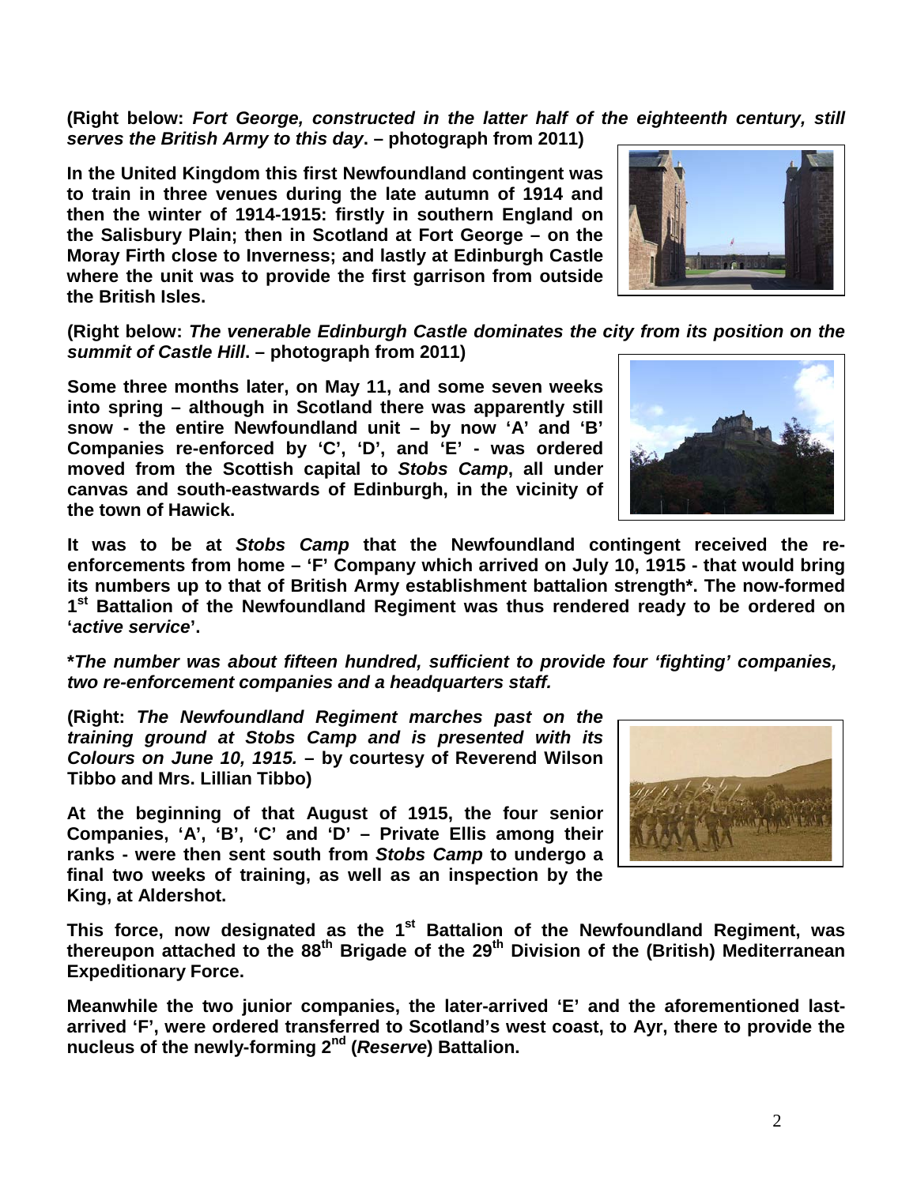**(Right below: *Fort George, constructed in the latter half of the eighteenth century, still serves the British Army to this day*. – photograph from 2011)**

**In the United Kingdom this first Newfoundland contingent was to train in three venues during the late autumn of 1914 and then the winter of 1914-1915: firstly in southern England on the Salisbury Plain; then in Scotland at Fort George – on the Moray Firth close to Inverness; and lastly at Edinburgh Castle where the unit was to provide the first garrison from outside the British Isles.**

**(Right below: *The venerable Edinburgh Castle dominates the city from its position on the summit of Castle Hill*. – photograph from 2011)**

**Some three months later, on May 11, and some seven weeks into spring – although in Scotland there was apparently still snow - the entire Newfoundland unit – by now 'A' and 'B' Companies re-enforced by 'C', 'D', and 'E' - was ordered moved from the Scottish capital to *Stobs Camp*, all under canvas and south-eastwards of Edinburgh, in the vicinity of the town of Hawick.**

**It was to be at *Stobs Camp* that the Newfoundland contingent received the re-enforcements from home – 'F' Company which arrived on July 10, 1915 - that would bring its numbers up to that of British Army establishment battalion strength\*. The now-formed 1st Battalion of the Newfoundland Regiment was thus rendered ready to be ordered on '*active service*'.**

***\*The number was about fifteen hundred, sufficient to provide four 'fighting' companies, two re-enforcement companies and a headquarters staff.***

**(Right: *The Newfoundland Regiment marches past on the training ground at Stobs Camp and is presented with its Colours on June 10, 1915.* – by courtesy of Reverend Wilson Tibbo and Mrs. Lillian Tibbo)**

**At the beginning of that August of 1915, the four senior Companies, 'A', 'B', 'C' and 'D' – Private Ellis among their ranks - were then sent south from *Stobs Camp* to undergo a final two weeks of training, as well as an inspection by the King, at Aldershot.**

**This force, now designated as the 1st Battalion of the Newfoundland Regiment, was thereupon attached to the 88th Brigade of the 29th Division of the (British) Mediterranean Expeditionary Force.**

**Meanwhile the two junior companies, the later-arrived 'E' and the aforementioned last-arrived 'F', were ordered transferred to Scotland's west coast, to Ayr, there to provide the nucleus of the newly-forming 2nd (*Reserve*) Battalion.**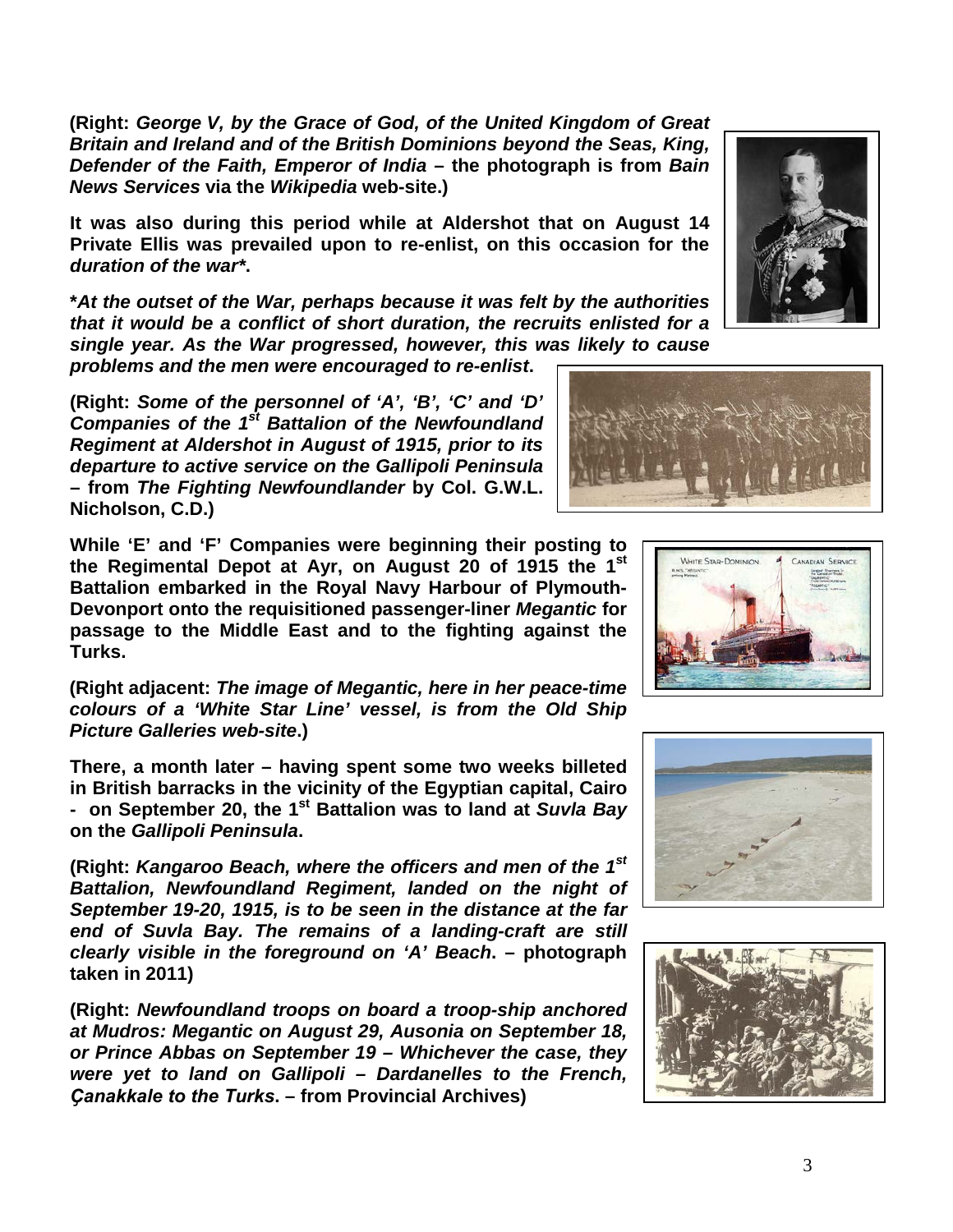**(Right: *George V, by the Grace of God, of the United Kingdom of Great Britain and Ireland and of the British Dominions beyond the Seas, King, Defender of the Faith, Emperor of India* – the photograph is from *Bain News Services* via the *Wikipedia* web-site.)**

**It was also during this period while at Aldershot that on August 14 Private Ellis was prevailed upon to re-enlist, on this occasion for the *duration of the war\****.

***\*At the outset of the War, perhaps because it was felt by the authorities that it would be a conflict of short duration, the recruits enlisted for a single year. As the War progressed, however, this was likely to cause problems and the men were encouraged to re-enlist*.**

**(Right: *Some of the personnel of 'A', 'B', 'C' and 'D' Companies of the 1st Battalion of the Newfoundland Regiment at Aldershot in August of 1915, prior to its departure to active service on the Gallipoli Peninsula* – from *The Fighting Newfoundlander* by Col. G.W.L. Nicholson, C.D.)**

**While 'E' and 'F' Companies were beginning their posting to the Regimental Depot at Ayr, on August 20 of 1915 the 1st Battalion embarked in the Royal Navy Harbour of Plymouth-Devonport onto the requisitioned passenger-liner *Megantic* for passage to the Middle East and to the fighting against the Turks.**

**(Right adjacent: *The image of Megantic, here in her peace-time colours of a 'White Star Line' vessel, is from the Old Ship Picture Galleries web-site*.)**

**There, a month later – having spent some two weeks billeted in British barracks in the vicinity of the Egyptian capital, Cairo - on September 20, the 1st Battalion was to land at *Suvla Bay* on the *Gallipoli Peninsula*.**

**(Right: *Kangaroo Beach, where the officers and men of the 1st Battalion, Newfoundland Regiment, landed on the night of September 19-20, 1915, is to be seen in the distance at the far end of Suvla Bay. The remains of a landing-craft are still clearly visible in the foreground on 'A' Beach*. – photograph taken in 2011)**

**(Right: *Newfoundland troops on board a troop-ship anchored at Mudros: Megantic on August 29, Ausonia on September 18, or Prince Abbas on September 19 – Whichever the case, they were yet to land on Gallipoli – Dardanelles to the French, Çanakkale to the Turks*. – from Provincial Archives)**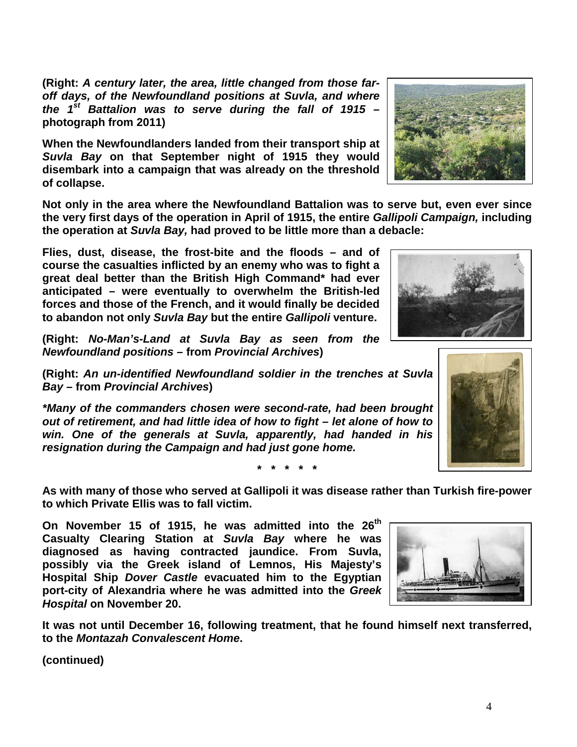**(Right:** ***A century later, the area, little changed from those far-off days, of the Newfoundland positions at Suvla, and where the 1st Battalion was to serve during the fall of 1915*** **– photograph from 2011)**

**When the Newfoundlanders landed from their transport ship at *Suvla Bay* on that September night of 1915 they would disembark into a campaign that was already on the threshold of collapse.**

**Not only in the area where the Newfoundland Battalion was to serve but, even ever since the very first days of the operation in April of 1915, the entire *Gallipoli Campaign,* including the operation at *Suvla Bay,* had proved to be little more than a debacle:**

**Flies, dust, disease, the frost-bite and the floods – and of course the casualties inflicted by an enemy who was to fight a great deal better than the British High Command\* had ever anticipated – were eventually to overwhelm the British-led forces and those of the French, and it would finally be decided to abandon not only *Suvla Bay* but the entire *Gallipoli* venture.**

**(Right:** ***No-Man's-Land at Suvla Bay as seen from the Newfoundland positions*** **– from *Provincial Archives*)**

**(Right:** ***An un-identified Newfoundland soldier in the trenches at Suvla Bay*** **– from *Provincial Archives*)**

***\*Many of the commanders chosen were second-rate, had been brought out of retirement, and had little idea of how to fight – let alone of how to win. One of the generals at Suvla, apparently, had handed in his resignation during the Campaign and had just gone home.***

**\* \* \* \* \***

**As with many of those who served at Gallipoli it was disease rather than Turkish fire-power to which Private Ellis was to fall victim.**

**On November 15 of 1915, he was admitted into the 26th Casualty Clearing Station at *Suvla Bay* where he was diagnosed as having contracted jaundice. From Suvla, possibly via the Greek island of Lemnos, His Majesty's Hospital Ship *Dover Castle* evacuated him to the Egyptian port-city of Alexandria where he was admitted into the *Greek Hospital* on November 20.**

**It was not until December 16, following treatment, that he found himself next transferred, to the *Montazah Convalescent Home*.**

**(continued)**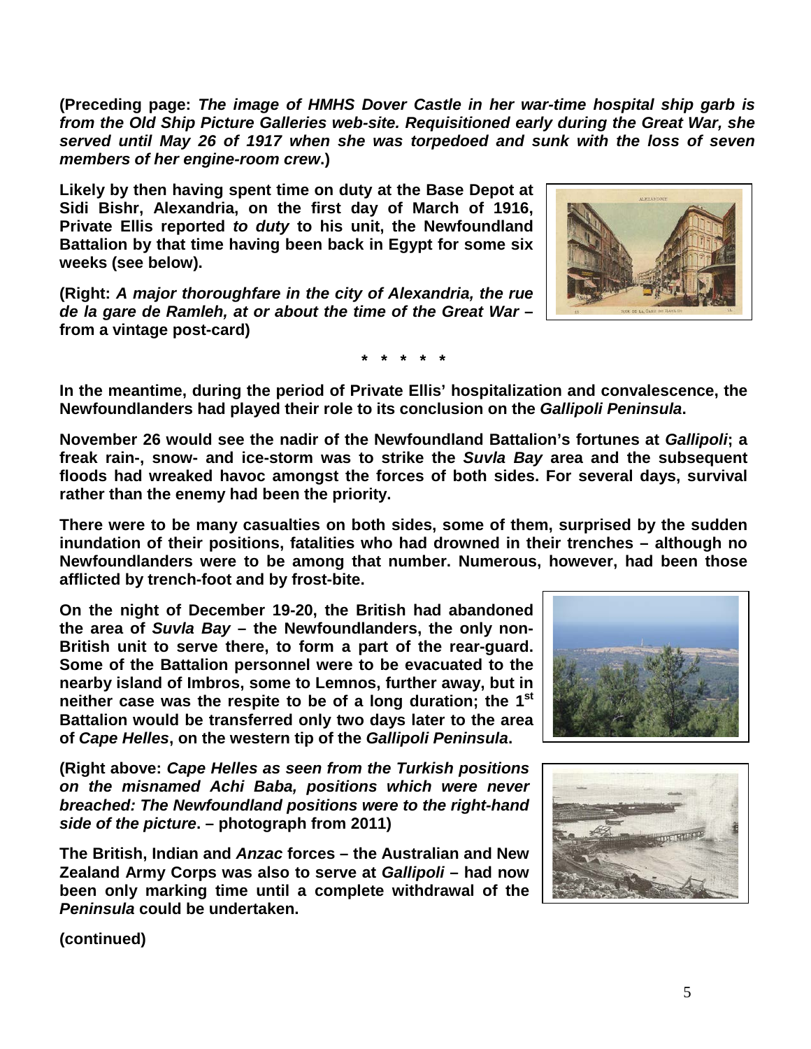**(Preceding page: *The image of HMHS Dover Castle in her war-time hospital ship garb is from the Old Ship Picture Galleries web-site. Requisitioned early during the Great War, she served until May 26 of 1917 when she was torpedoed and sunk with the loss of seven members of her engine-room crew*.)**

**Likely by then having spent time on duty at the Base Depot at Sidi Bishr, Alexandria, on the first day of March of 1916, Private Ellis reported *to duty* to his unit, the Newfoundland Battalion by that time having been back in Egypt for some six weeks (see below).**

**(Right: *A major thoroughfare in the city of Alexandria, the rue de la gare de Ramleh, at or about the time of the Great War* – from a vintage post-card)**

**\* \* \* \* \***

**In the meantime, during the period of Private Ellis' hospitalization and convalescence, the Newfoundlanders had played their role to its conclusion on the *Gallipoli Peninsula*.**

**November 26 would see the nadir of the Newfoundland Battalion's fortunes at *Gallipoli*; a freak rain-, snow- and ice-storm was to strike the *Suvla Bay* area and the subsequent floods had wreaked havoc amongst the forces of both sides. For several days, survival rather than the enemy had been the priority.**

**There were to be many casualties on both sides, some of them, surprised by the sudden inundation of their positions, fatalities who had drowned in their trenches – although no Newfoundlanders were to be among that number. Numerous, however, had been those afflicted by trench-foot and by frost-bite.**

**On the night of December 19-20, the British had abandoned the area of *Suvla Bay* – the Newfoundlanders, the only non-British unit to serve there, to form a part of the rear-guard. Some of the Battalion personnel were to be evacuated to the nearby island of Imbros, some to Lemnos, further away, but in neither case was the respite to be of a long duration; the 1st Battalion would be transferred only two days later to the area of *Cape Helles*, on the western tip of the *Gallipoli Peninsula*.**

**(Right above: *Cape Helles as seen from the Turkish positions on the misnamed Achi Baba, positions which were never breached: The Newfoundland positions were to the right-hand side of the picture*. – photograph from 2011)**

**The British, Indian and *Anzac* forces – the Australian and New Zealand Army Corps was also to serve at *Gallipoli* – had now been only marking time until a complete withdrawal of the *Peninsula* could be undertaken.**

**(continued)**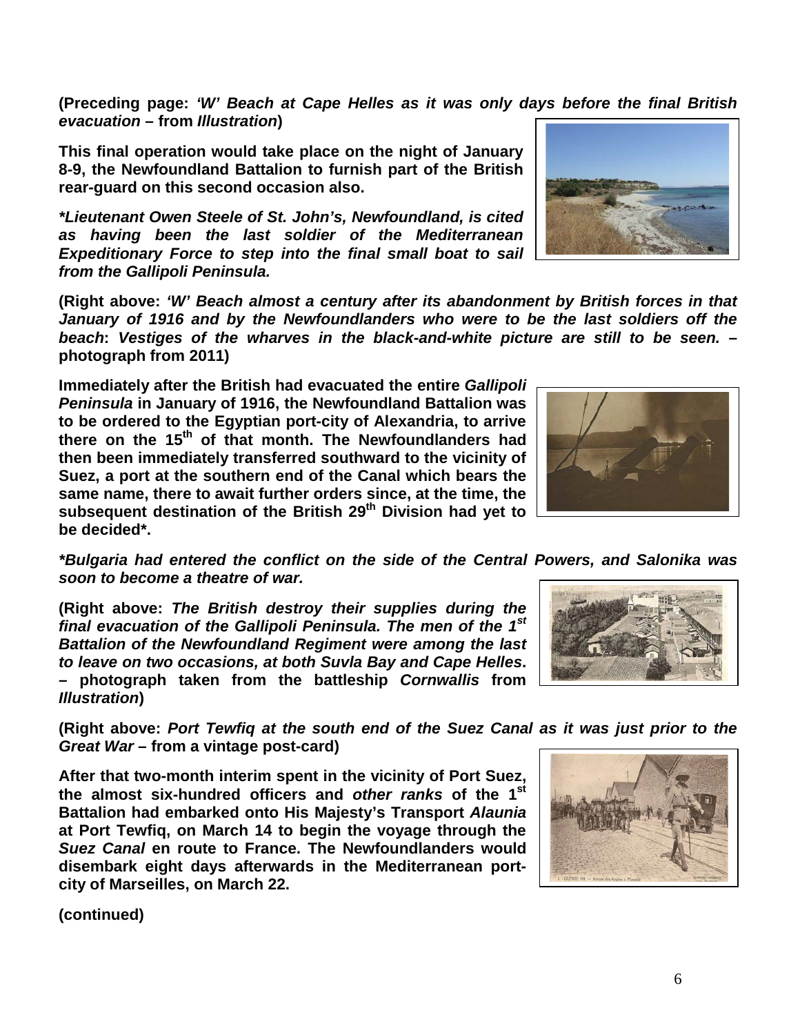**(Preceding page: *'W' Beach at Cape Helles as it was only days before the final British evacuation* – from *Illustration*)**

**This final operation would take place on the night of January 8-9, the Newfoundland Battalion to furnish part of the British rear-guard on this second occasion also.**

***\*Lieutenant Owen Steele of St. John's, Newfoundland, is cited as having been the last soldier of the Mediterranean Expeditionary Force to step into the final small boat to sail from the Gallipoli Peninsula.***

**(Right above: *'W' Beach almost a century after its abandonment by British forces in that January of 1916 and by the Newfoundlanders who were to be the last soldiers off the beach*: *Vestiges of the wharves in the black-and-white picture are still to be seen.* – photograph from 2011)**

**Immediately after the British had evacuated the entire *Gallipoli Peninsula* in January of 1916, the Newfoundland Battalion was to be ordered to the Egyptian port-city of Alexandria, to arrive there on the 15th of that month. The Newfoundlanders had then been immediately transferred southward to the vicinity of Suez, a port at the southern end of the Canal which bears the same name, there to await further orders since, at the time, the subsequent destination of the British 29th Division had yet to be decided\*.**

***\*Bulgaria had entered the conflict on the side of the Central Powers, and Salonika was soon to become a theatre of war.***

**(Right above: *The British destroy their supplies during the final evacuation of the Gallipoli Peninsula. The men of the 1st Battalion of the Newfoundland Regiment were among the last to leave on two occasions, at both Suvla Bay and Cape Helles*. – photograph taken from the battleship *Cornwallis* from *Illustration*)**

**(Right above: *Port Tewfiq at the south end of the Suez Canal as it was just prior to the Great War* – from a vintage post-card)**

**After that two-month interim spent in the vicinity of Port Suez, the almost six-hundred officers and *other ranks* of the 1st Battalion had embarked onto His Majesty's Transport *Alaunia* at Port Tewfiq, on March 14 to begin the voyage through the *Suez Canal* en route to France. The Newfoundlanders would disembark eight days afterwards in the Mediterranean port-city of Marseilles, on March 22.**

**(continued)**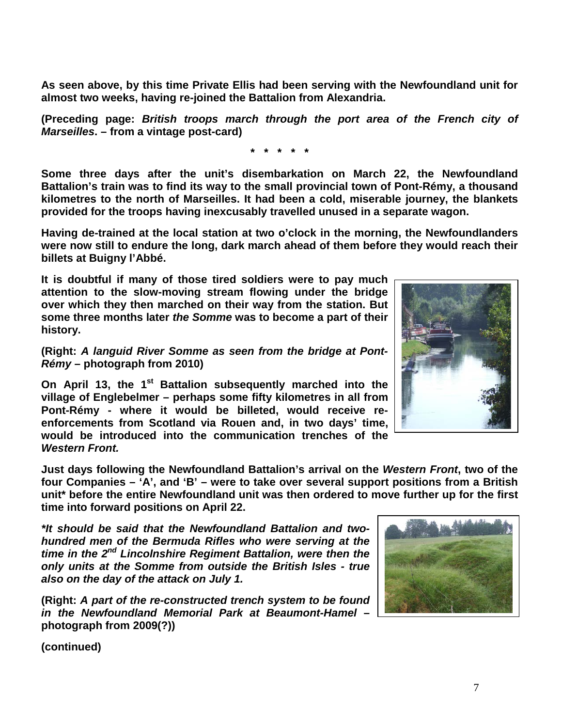**As seen above, by this time Private Ellis had been serving with the Newfoundland unit for almost two weeks, having re-joined the Battalion from Alexandria.**

**(Preceding page: *British troops march through the port area of the French city of Marseilles*. – from a vintage post-card)**

**\* \* \* \* \***

**Some three days after the unit's disembarkation on March 22, the Newfoundland Battalion's train was to find its way to the small provincial town of Pont-Rémy, a thousand kilometres to the north of Marseilles. It had been a cold, miserable journey, the blankets provided for the troops having inexcusably travelled unused in a separate wagon.**

**Having de-trained at the local station at two o'clock in the morning, the Newfoundlanders were now still to endure the long, dark march ahead of them before they would reach their billets at Buigny l'Abbé.**

**It is doubtful if many of those tired soldiers were to pay much attention to the slow-moving stream flowing under the bridge over which they then marched on their way from the station. But some three months later *the Somme* was to become a part of their history.**

**(Right: *A languid River Somme as seen from the bridge at Pont-Rémy* – photograph from 2010)**

**On April 13, the 1st Battalion subsequently marched into the village of Englebelmer – perhaps some fifty kilometres in all from Pont-Rémy - where it would be billeted, would receive re-enforcements from Scotland via Rouen and, in two days' time, would be introduced into the communication trenches of the *Western Front.***

**Just days following the Newfoundland Battalion's arrival on the *Western Front*, two of the four Companies – 'A', and 'B' – were to take over several support positions from a British unit\* before the entire Newfoundland unit was then ordered to move further up for the first time into forward positions on April 22.**

***\*It should be said that the Newfoundland Battalion and two-hundred men of the Bermuda Rifles who were serving at the time in the 2nd Lincolnshire Regiment Battalion, were then the only units at the Somme from outside the British Isles - true also on the day of the attack on July 1.***

**(Right: *A part of the re-constructed trench system to be found in the Newfoundland Memorial Park at Beaumont-Hamel* – photograph from 2009(?))**

**(continued)**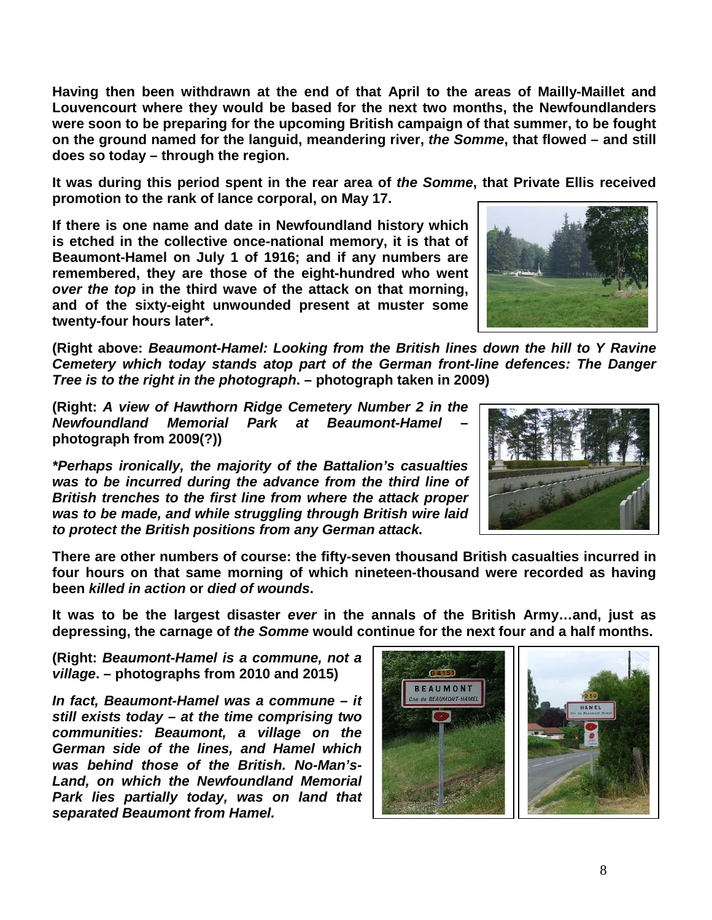**Having then been withdrawn at the end of that April to the areas of Mailly-Maillet and Louvencourt where they would be based for the next two months, the Newfoundlanders were soon to be preparing for the upcoming British campaign of that summer, to be fought on the ground named for the languid, meandering river, *the Somme*, that flowed – and still does so today – through the region.**

**It was during this period spent in the rear area of *the Somme*, that Private Ellis received promotion to the rank of lance corporal, on May 17.**

**If there is one name and date in Newfoundland history which is etched in the collective once-national memory, it is that of Beaumont-Hamel on July 1 of 1916; and if any numbers are remembered, they are those of the eight-hundred who went *over the top* in the third wave of the attack on that morning, and of the sixty-eight unwounded present at muster some twenty-four hours later*.**

**(Right above: *Beaumont-Hamel: Looking from the British lines down the hill to Y Ravine Cemetery which today stands atop part of the German front-line defences: The Danger Tree is to the right in the photograph*. – photograph taken in 2009)**

**(Right: *A view of Hawthorn Ridge Cemetery Number 2 in the Newfoundland Memorial Park at Beaumont-Hamel* – photograph from 2009(?))**

***\*Perhaps ironically, the majority of the Battalion's casualties was to be incurred during the advance from the third line of British trenches to the first line from where the attack proper was to be made, and while struggling through British wire laid to protect the British positions from any German attack.***

**There are other numbers of course: the fifty-seven thousand British casualties incurred in four hours on that same morning of which nineteen-thousand were recorded as having been *killed in action* or *died of wounds*.**

**It was to be the largest disaster *ever* in the annals of the British Army…and, just as depressing, the carnage of *the Somme* would continue for the next four and a half months.**

**(Right: *Beaumont-Hamel is a commune, not a village*. – photographs from 2010 and 2015)**

***In fact, Beaumont-Hamel was a commune – it still exists today – at the time comprising two communities: Beaumont, a village on the German side of the lines, and Hamel which was behind those of the British. No-Man's-Land, on which the Newfoundland Memorial Park lies partially today, was on land that separated Beaumont from Hamel.***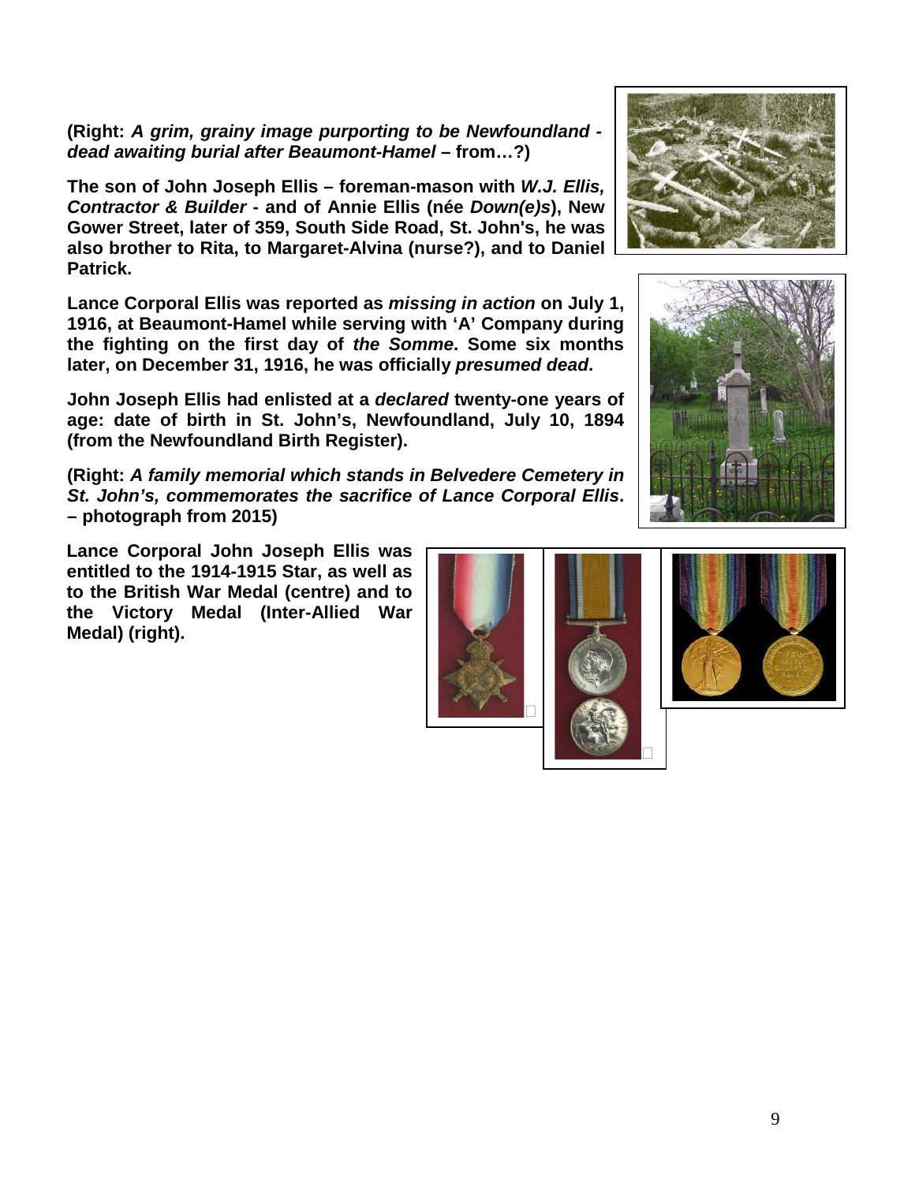**(Right: *A grim, grainy image purporting to be Newfoundland - dead awaiting burial after Beaumont-Hamel* – from…?)**

**The son of John Joseph Ellis – foreman-mason with *W.J. Ellis, Contractor & Builder* - and of Annie Ellis (née *Down(e)s*), New Gower Street, later of 359, South Side Road, St. John's, he was also brother to Rita, to Margaret-Alvina (nurse?), and to Daniel Patrick.**

**Lance Corporal Ellis was reported as *missing in action* on July 1, 1916, at Beaumont-Hamel while serving with 'A' Company during the fighting on the first day of *the Somme*. Some six months later, on December 31, 1916, he was officially *presumed dead*.**

**John Joseph Ellis had enlisted at a *declared* twenty-one years of age: date of birth in St. John's, Newfoundland, July 10, 1894 (from the Newfoundland Birth Register).**

**(Right: *A family memorial which stands in Belvedere Cemetery in St. John's, commemorates the sacrifice of Lance Corporal Ellis*. – photograph from 2015)**

**Lance Corporal John Joseph Ellis was entitled to the 1914-1915 Star, as well as to the British War Medal (centre) and to the Victory Medal (Inter-Allied War Medal) (right).**